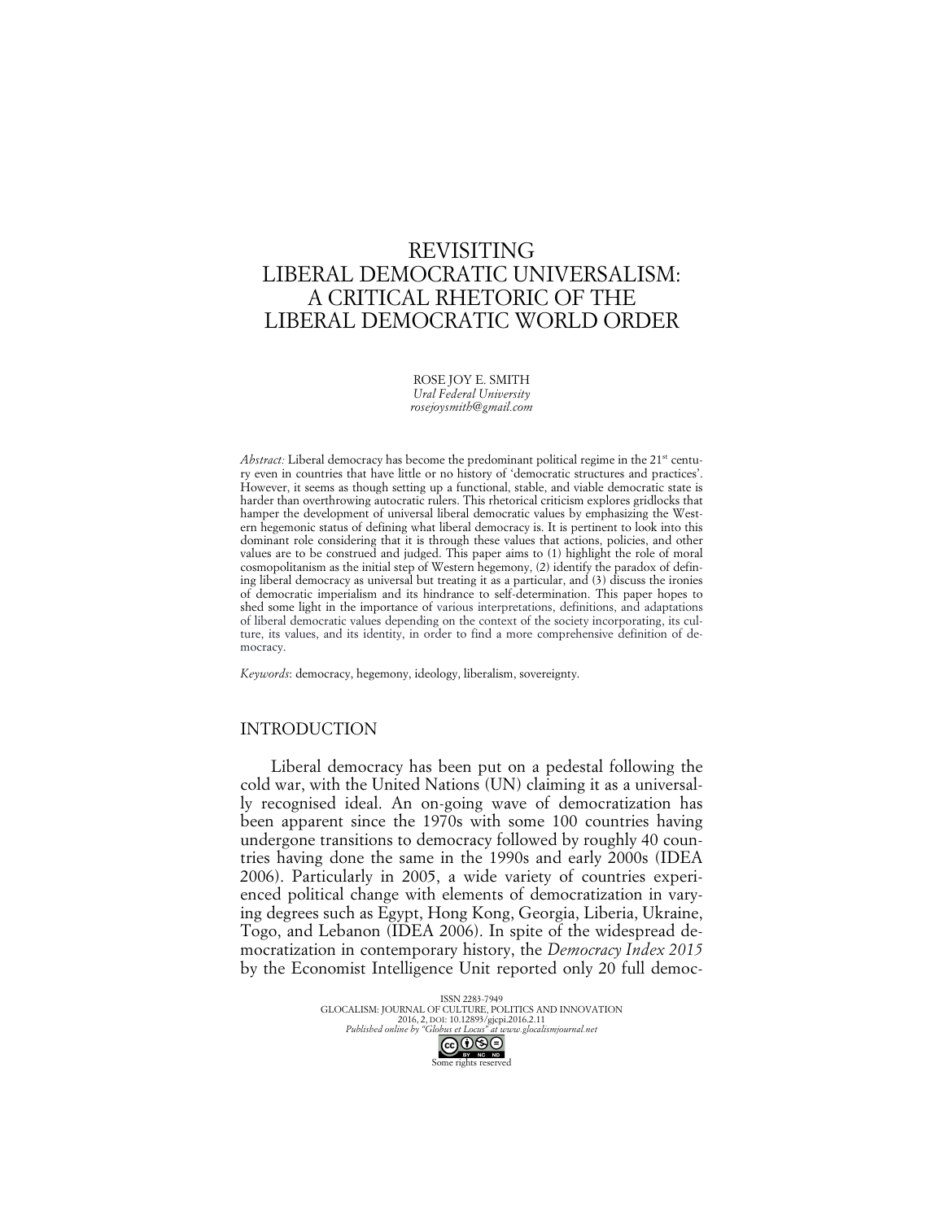# REVISITING LIBERAL DEMOCRATIC UNIVERSALISM: A CRITICAL RHETORIC OF THE LIBERAL DEMOCRATIC WORLD ORDER

ROSE JOY E. SMITH
*Ural Federal University*
*rosejoysmith@gmail.com*

*Abstract:* Liberal democracy has become the predominant political regime in the 21st century even in countries that have little or no history of 'democratic structures and practices'. However, it seems as though setting up a functional, stable, and viable democratic state is harder than overthrowing autocratic rulers. This rhetorical criticism explores gridlocks that hamper the development of universal liberal democratic values by emphasizing the Western hegemonic status of defining what liberal democracy is. It is pertinent to look into this dominant role considering that it is through these values that actions, policies, and other values are to be construed and judged. This paper aims to (1) highlight the role of moral cosmopolitanism as the initial step of Western hegemony, (2) identify the paradox of defining liberal democracy as universal but treating it as a particular, and (3) discuss the ironies of democratic imperialism and its hindrance to self-determination. This paper hopes to shed some light in the importance of various interpretations, definitions, and adaptations of liberal democratic values depending on the context of the society incorporating, its culture, its values, and its identity, in order to find a more comprehensive definition of democracy.

*Keywords*: democracy, hegemony, ideology, liberalism, sovereignty.

## INTRODUCTION

Liberal democracy has been put on a pedestal following the cold war, with the United Nations (UN) claiming it as a universally recognised ideal. An on-going wave of democratization has been apparent since the 1970s with some 100 countries having undergone transitions to democracy followed by roughly 40 countries having done the same in the 1990s and early 2000s (IDEA 2006). Particularly in 2005, a wide variety of countries experienced political change with elements of democratization in varying degrees such as Egypt, Hong Kong, Georgia, Liberia, Ukraine, Togo, and Lebanon (IDEA 2006). In spite of the widespread democratization in contemporary history, the *Democracy Index 2015* by the Economist Intelligence Unit reported only 20 full democ-

ISSN 2283-7949
GLOCALISM: JOURNAL OF CULTURE, POLITICS AND INNOVATION
2016, 2, DOI: 10.12893/gjcpi.2016.2.11
*Published online by "Globus et Locus" at www.glocalismjournal.net*
Some rights reserved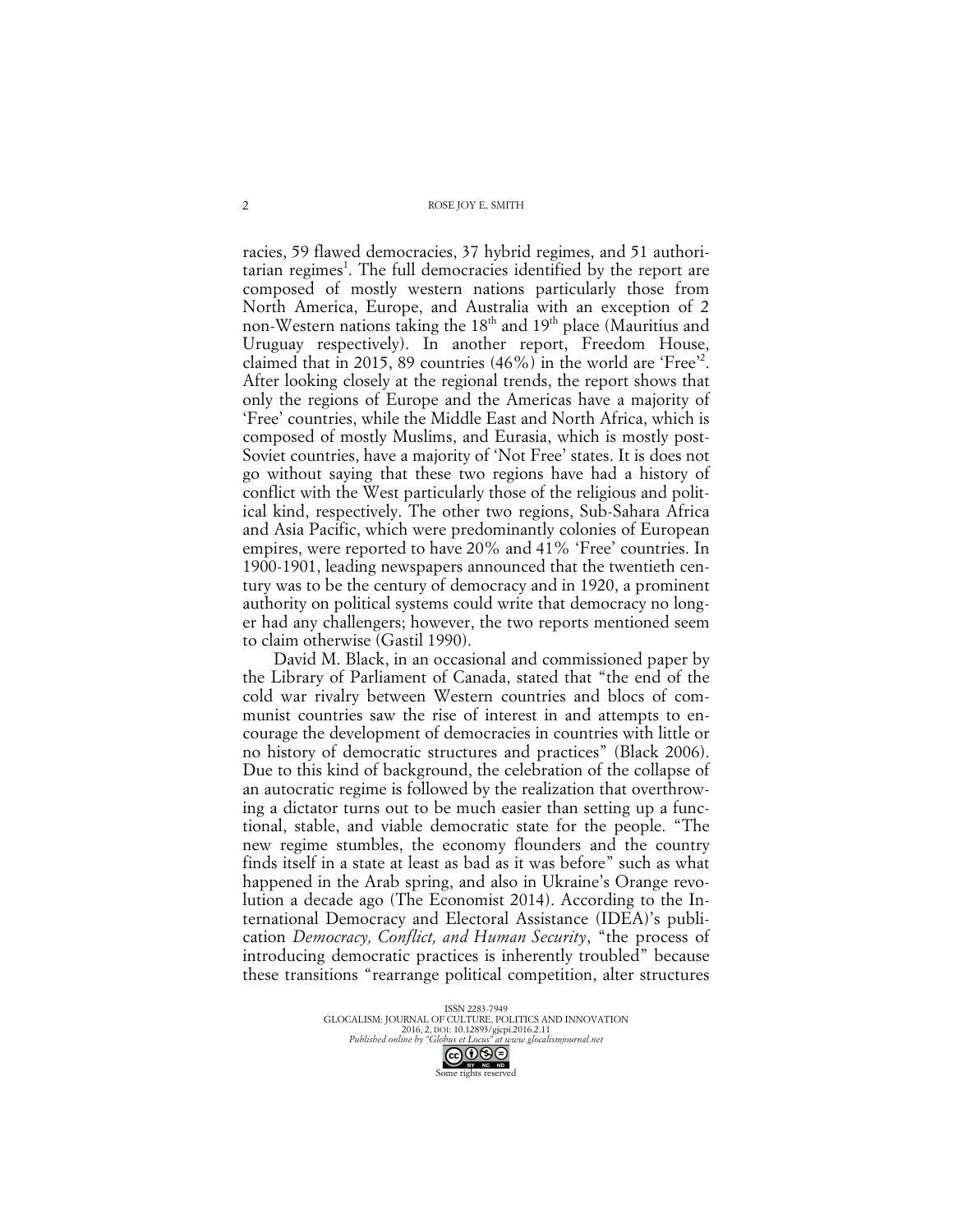racies, 59 flawed democracies, 37 hybrid regimes, and 51 authoritarian regimes[1]. The full democracies identified by the report are composed of mostly western nations particularly those from North America, Europe, and Australia with an exception of 2 non-Western nations taking the 18th and 19th place (Mauritius and Uruguay respectively). In another report, Freedom House, claimed that in 2015, 89 countries (46%) in the world are 'Free'[2]. After looking closely at the regional trends, the report shows that only the regions of Europe and the Americas have a majority of 'Free' countries, while the Middle East and North Africa, which is composed of mostly Muslims, and Eurasia, which is mostly post-Soviet countries, have a majority of 'Not Free' states. It is does not go without saying that these two regions have had a history of conflict with the West particularly those of the religious and political kind, respectively. The other two regions, Sub-Sahara Africa and Asia Pacific, which were predominantly colonies of European empires, were reported to have 20% and 41% 'Free' countries. In 1900-1901, leading newspapers announced that the twentieth century was to be the century of democracy and in 1920, a prominent authority on political systems could write that democracy no longer had any challengers; however, the two reports mentioned seem to claim otherwise (Gastil 1990).

David M. Black, in an occasional and commissioned paper by the Library of Parliament of Canada, stated that "the end of the cold war rivalry between Western countries and blocs of communist countries saw the rise of interest in and attempts to encourage the development of democracies in countries with little or no history of democratic structures and practices" (Black 2006). Due to this kind of background, the celebration of the collapse of an autocratic regime is followed by the realization that overthrowing a dictator turns out to be much easier than setting up a functional, stable, and viable democratic state for the people. "The new regime stumbles, the economy flounders and the country finds itself in a state at least as bad as it was before" such as what happened in the Arab spring, and also in Ukraine's Orange revolution a decade ago (The Economist 2014). According to the International Democracy and Electoral Assistance (IDEA)'s publication *Democracy, Conflict, and Human Security*, "the process of introducing democratic practices is inherently troubled" because these transitions "rearrange political competition, alter structures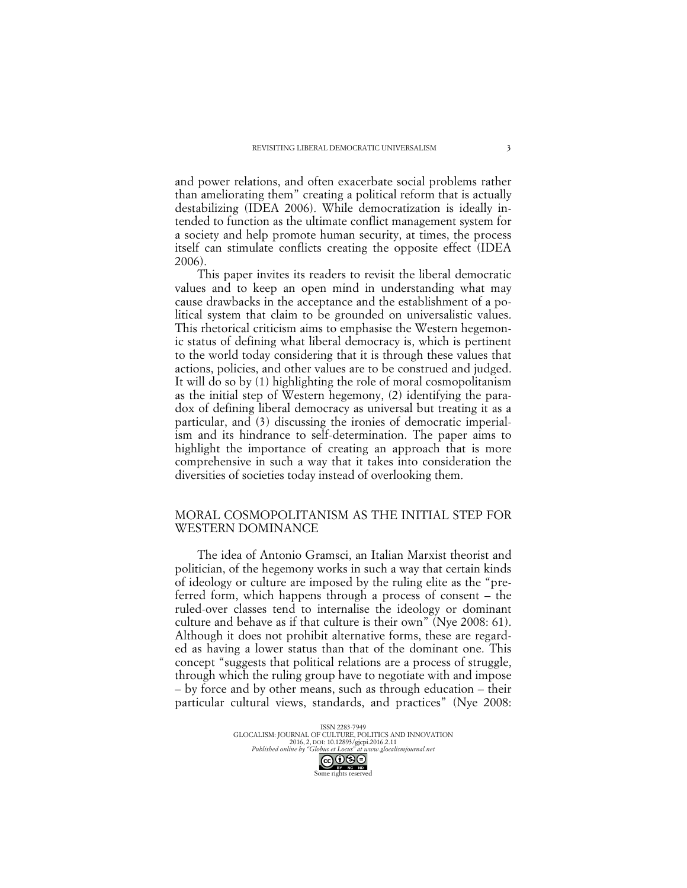and power relations, and often exacerbate social problems rather than ameliorating them" creating a political reform that is actually destabilizing (IDEA 2006). While democratization is ideally intended to function as the ultimate conflict management system for a society and help promote human security, at times, the process itself can stimulate conflicts creating the opposite effect (IDEA 2006).

This paper invites its readers to revisit the liberal democratic values and to keep an open mind in understanding what may cause drawbacks in the acceptance and the establishment of a political system that claim to be grounded on universalistic values. This rhetorical criticism aims to emphasise the Western hegemonic status of defining what liberal democracy is, which is pertinent to the world today considering that it is through these values that actions, policies, and other values are to be construed and judged. It will do so by (1) highlighting the role of moral cosmopolitanism as the initial step of Western hegemony, (2) identifying the paradox of defining liberal democracy as universal but treating it as a particular, and (3) discussing the ironies of democratic imperialism and its hindrance to self-determination. The paper aims to highlight the importance of creating an approach that is more comprehensive in such a way that it takes into consideration the diversities of societies today instead of overlooking them.

## MORAL COSMOPOLITANISM AS THE INITIAL STEP FOR WESTERN DOMINANCE

The idea of Antonio Gramsci, an Italian Marxist theorist and politician, of the hegemony works in such a way that certain kinds of ideology or culture are imposed by the ruling elite as the "preferred form, which happens through a process of consent – the ruled-over classes tend to internalise the ideology or dominant culture and behave as if that culture is their own" (Nye 2008: 61). Although it does not prohibit alternative forms, these are regarded as having a lower status than that of the dominant one. This concept "suggests that political relations are a process of struggle, through which the ruling group have to negotiate with and impose – by force and by other means, such as through education – their particular cultural views, standards, and practices" (Nye 2008: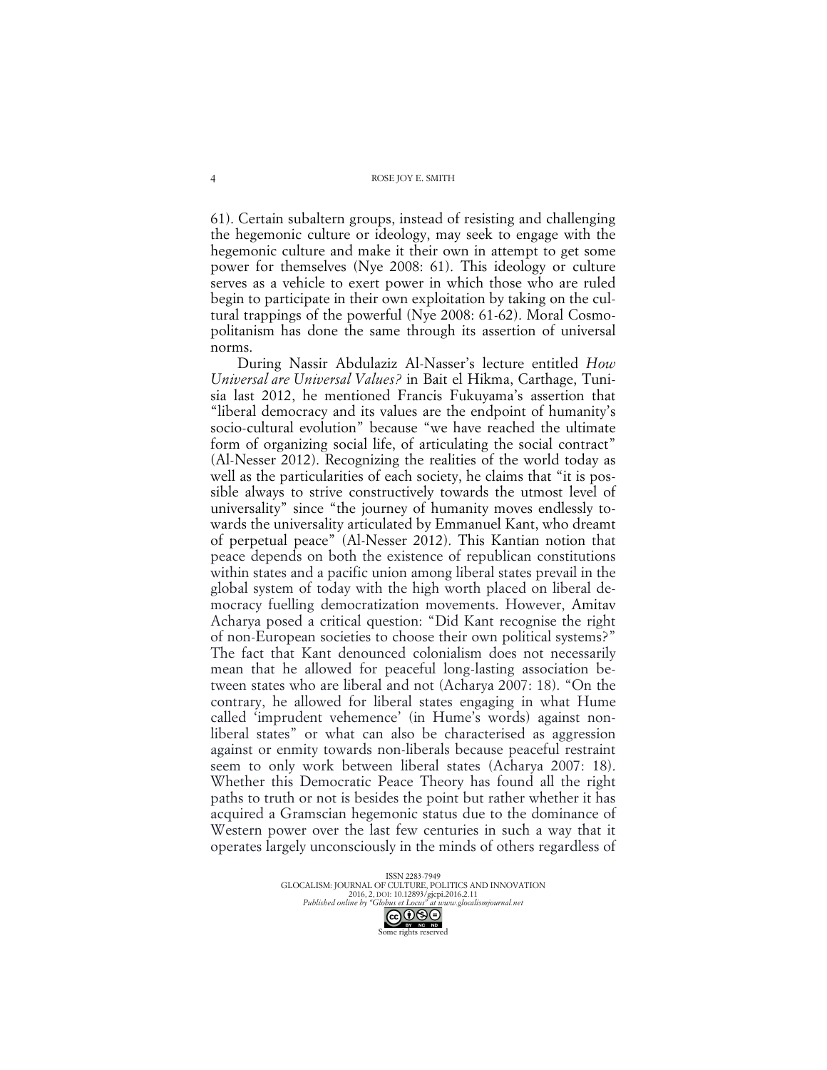61). Certain subaltern groups, instead of resisting and challenging the hegemonic culture or ideology, may seek to engage with the hegemonic culture and make it their own in attempt to get some power for themselves (Nye 2008: 61). This ideology or culture serves as a vehicle to exert power in which those who are ruled begin to participate in their own exploitation by taking on the cultural trappings of the powerful (Nye 2008: 61-62). Moral Cosmopolitanism has done the same through its assertion of universal norms.

During Nassir Abdulaziz Al-Nasser's lecture entitled *How Universal are Universal Values?* in Bait el Hikma, Carthage, Tunisia last 2012, he mentioned Francis Fukuyama's assertion that "liberal democracy and its values are the endpoint of humanity's socio-cultural evolution" because "we have reached the ultimate form of organizing social life, of articulating the social contract" (Al-Nesser 2012). Recognizing the realities of the world today as well as the particularities of each society, he claims that "it is possible always to strive constructively towards the utmost level of universality" since "the journey of humanity moves endlessly towards the universality articulated by Emmanuel Kant, who dreamt of perpetual peace" (Al-Nesser 2012). This Kantian notion that peace depends on both the existence of republican constitutions within states and a pacific union among liberal states prevail in the global system of today with the high worth placed on liberal democracy fuelling democratization movements. However, Amitav Acharya posed a critical question: "Did Kant recognise the right of non-European societies to choose their own political systems?" The fact that Kant denounced colonialism does not necessarily mean that he allowed for peaceful long-lasting association between states who are liberal and not (Acharya 2007: 18). "On the contrary, he allowed for liberal states engaging in what Hume called 'imprudent vehemence' (in Hume's words) against non-liberal states" or what can also be characterised as aggression against or enmity towards non-liberals because peaceful restraint seem to only work between liberal states (Acharya 2007: 18). Whether this Democratic Peace Theory has found all the right paths to truth or not is besides the point but rather whether it has acquired a Gramscian hegemonic status due to the dominance of Western power over the last few centuries in such a way that it operates largely unconsciously in the minds of others regardless of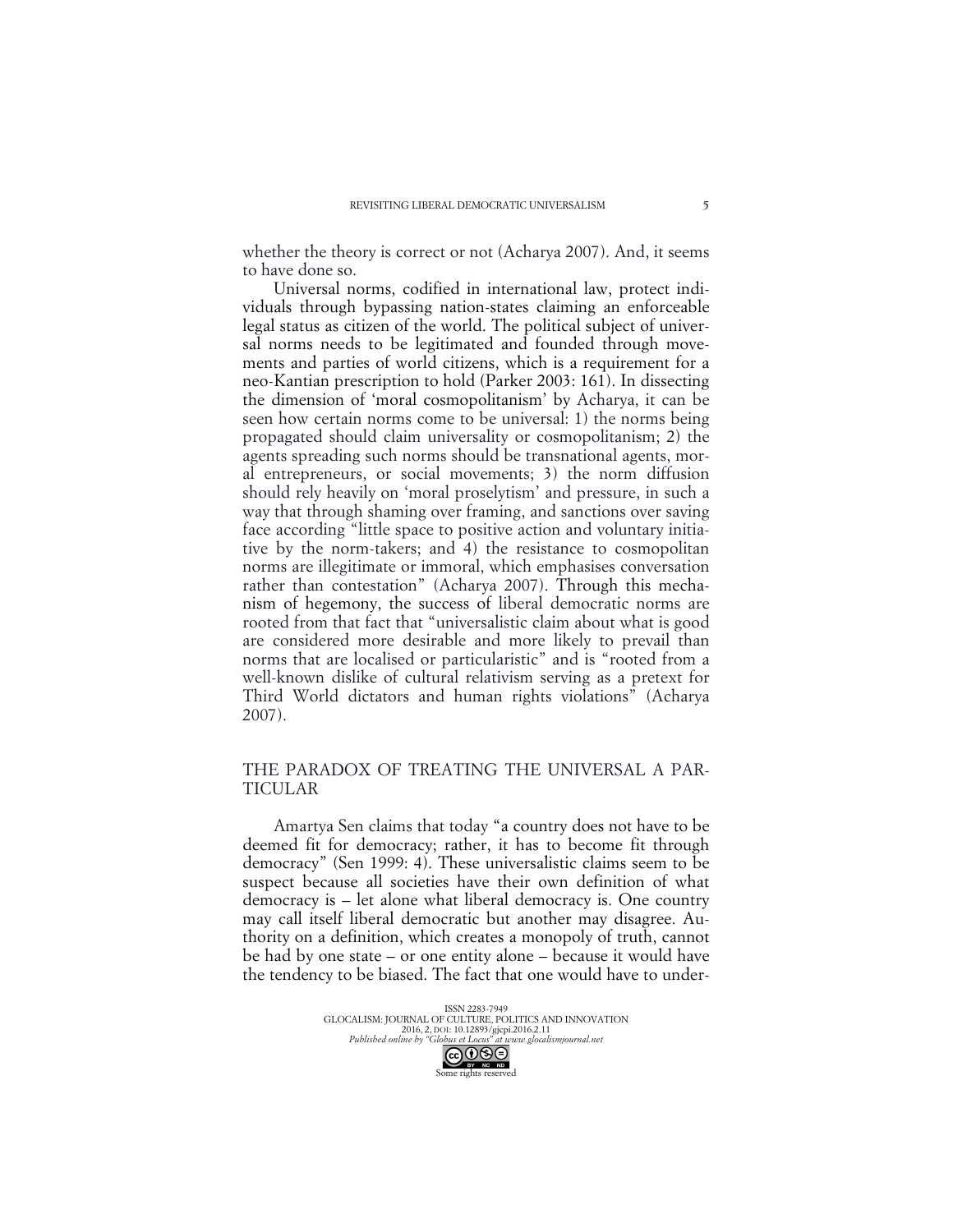whether the theory is correct or not (Acharya 2007). And, it seems to have done so.

Universal norms, codified in international law, protect individuals through bypassing nation-states claiming an enforceable legal status as citizen of the world. The political subject of universal norms needs to be legitimated and founded through movements and parties of world citizens, which is a requirement for a neo-Kantian prescription to hold (Parker 2003: 161). In dissecting the dimension of 'moral cosmopolitanism' by Acharya, it can be seen how certain norms come to be universal: 1) the norms being propagated should claim universality or cosmopolitanism; 2) the agents spreading such norms should be transnational agents, moral entrepreneurs, or social movements; 3) the norm diffusion should rely heavily on 'moral proselytism' and pressure, in such a way that through shaming over framing, and sanctions over saving face according "little space to positive action and voluntary initiative by the norm-takers; and 4) the resistance to cosmopolitan norms are illegitimate or immoral, which emphasises conversation rather than contestation" (Acharya 2007). Through this mechanism of hegemony, the success of liberal democratic norms are rooted from that fact that "universalistic claim about what is good are considered more desirable and more likely to prevail than norms that are localised or particularistic" and is "rooted from a well-known dislike of cultural relativism serving as a pretext for Third World dictators and human rights violations" (Acharya 2007).

## THE PARADOX OF TREATING THE UNIVERSAL A PARTICULAR

Amartya Sen claims that today "a country does not have to be deemed fit for democracy; rather, it has to become fit through democracy" (Sen 1999: 4). These universalistic claims seem to be suspect because all societies have their own definition of what democracy is – let alone what liberal democracy is. One country may call itself liberal democratic but another may disagree. Authority on a definition, which creates a monopoly of truth, cannot be had by one state – or one entity alone – because it would have the tendency to be biased. The fact that one would have to under-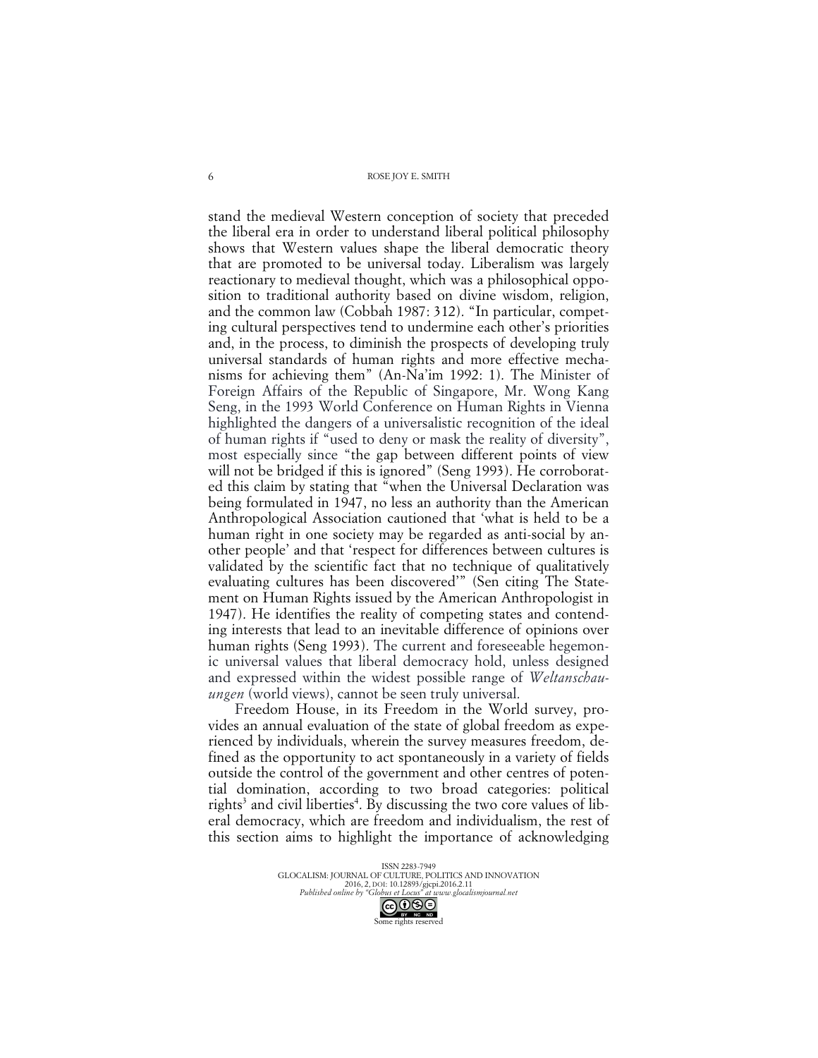stand the medieval Western conception of society that preceded the liberal era in order to understand liberal political philosophy shows that Western values shape the liberal democratic theory that are promoted to be universal today. Liberalism was largely reactionary to medieval thought, which was a philosophical opposition to traditional authority based on divine wisdom, religion, and the common law (Cobbah 1987: 312). "In particular, competing cultural perspectives tend to undermine each other's priorities and, in the process, to diminish the prospects of developing truly universal standards of human rights and more effective mechanisms for achieving them" (An-Na'im 1992: 1). The Minister of Foreign Affairs of the Republic of Singapore, Mr. Wong Kang Seng, in the 1993 World Conference on Human Rights in Vienna highlighted the dangers of a universalistic recognition of the ideal of human rights if "used to deny or mask the reality of diversity", most especially since "the gap between different points of view will not be bridged if this is ignored" (Seng 1993). He corroborated this claim by stating that "when the Universal Declaration was being formulated in 1947, no less an authority than the American Anthropological Association cautioned that 'what is held to be a human right in one society may be regarded as anti-social by another people' and that 'respect for differences between cultures is validated by the scientific fact that no technique of qualitatively evaluating cultures has been discovered'" (Sen citing The Statement on Human Rights issued by the American Anthropologist in 1947). He identifies the reality of competing states and contending interests that lead to an inevitable difference of opinions over human rights (Seng 1993). The current and foreseeable hegemonic universal values that liberal democracy hold, unless designed and expressed within the widest possible range of *Weltanschauungen* (world views), cannot be seen truly universal.

Freedom House, in its Freedom in the World survey, provides an annual evaluation of the state of global freedom as experienced by individuals, wherein the survey measures freedom, defined as the opportunity to act spontaneously in a variety of fields outside the control of the government and other centres of potential domination, according to two broad categories: political rights[3] and civil liberties[4]. By discussing the two core values of liberal democracy, which are freedom and individualism, the rest of this section aims to highlight the importance of acknowledging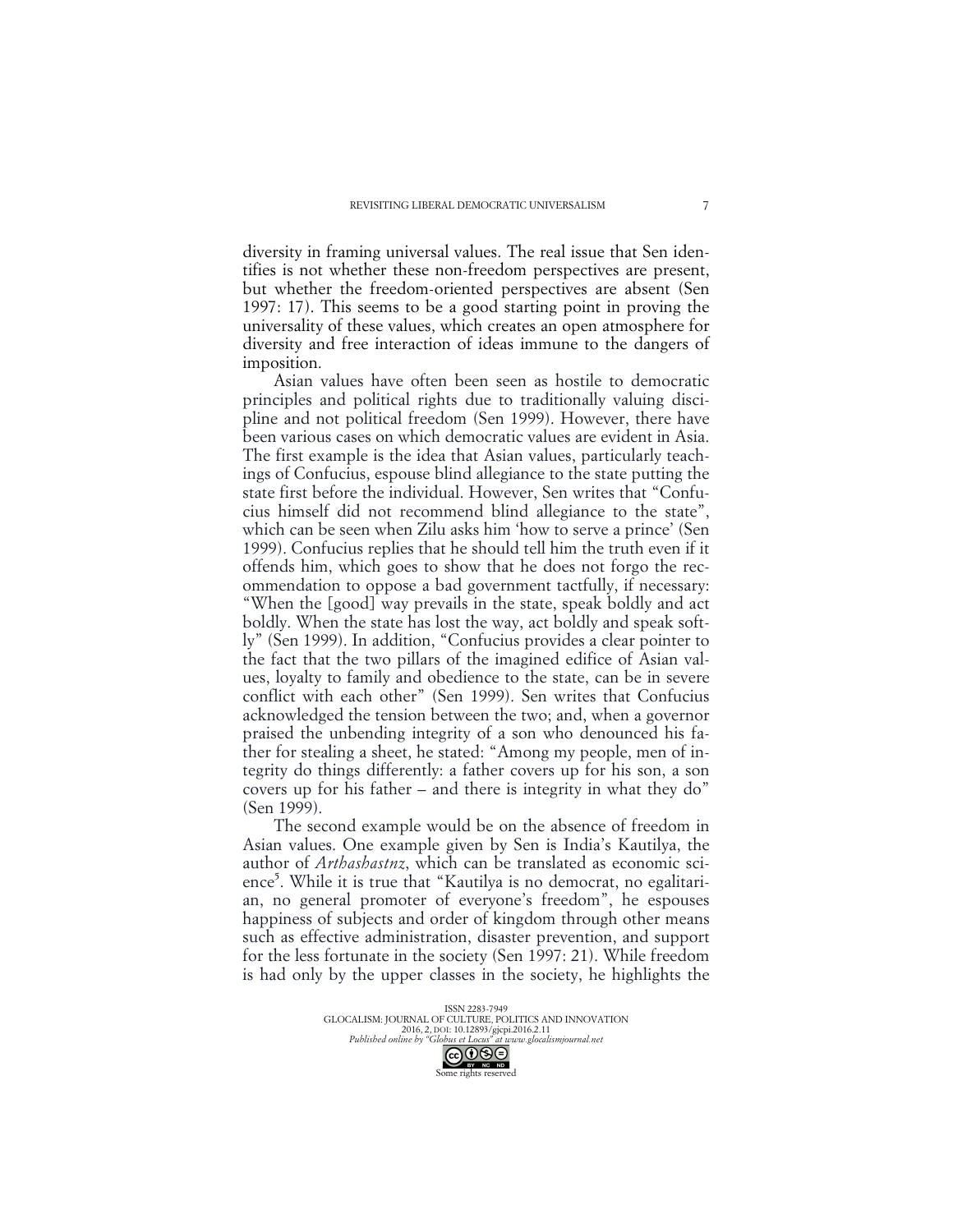diversity in framing universal values. The real issue that Sen identifies is not whether these non-freedom perspectives are present, but whether the freedom-oriented perspectives are absent (Sen 1997: 17). This seems to be a good starting point in proving the universality of these values, which creates an open atmosphere for diversity and free interaction of ideas immune to the dangers of imposition.

Asian values have often been seen as hostile to democratic principles and political rights due to traditionally valuing discipline and not political freedom (Sen 1999). However, there have been various cases on which democratic values are evident in Asia. The first example is the idea that Asian values, particularly teachings of Confucius, espouse blind allegiance to the state putting the state first before the individual. However, Sen writes that "Confucius himself did not recommend blind allegiance to the state", which can be seen when Zilu asks him 'how to serve a prince' (Sen 1999). Confucius replies that he should tell him the truth even if it offends him, which goes to show that he does not forgo the recommendation to oppose a bad government tactfully, if necessary: "When the [good] way prevails in the state, speak boldly and act boldly. When the state has lost the way, act boldly and speak softly" (Sen 1999). In addition, "Confucius provides a clear pointer to the fact that the two pillars of the imagined edifice of Asian values, loyalty to family and obedience to the state, can be in severe conflict with each other" (Sen 1999). Sen writes that Confucius acknowledged the tension between the two; and, when a governor praised the unbending integrity of a son who denounced his father for stealing a sheet, he stated: "Among my people, men of integrity do things differently: a father covers up for his son, a son covers up for his father – and there is integrity in what they do" (Sen 1999).

The second example would be on the absence of freedom in Asian values. One example given by Sen is India's Kautilya, the author of *Arthashastnz*, which can be translated as economic science[5]. While it is true that "Kautilya is no democrat, no egalitarian, no general promoter of everyone's freedom", he espouses happiness of subjects and order of kingdom through other means such as effective administration, disaster prevention, and support for the less fortunate in the society (Sen 1997: 21). While freedom is had only by the upper classes in the society, he highlights the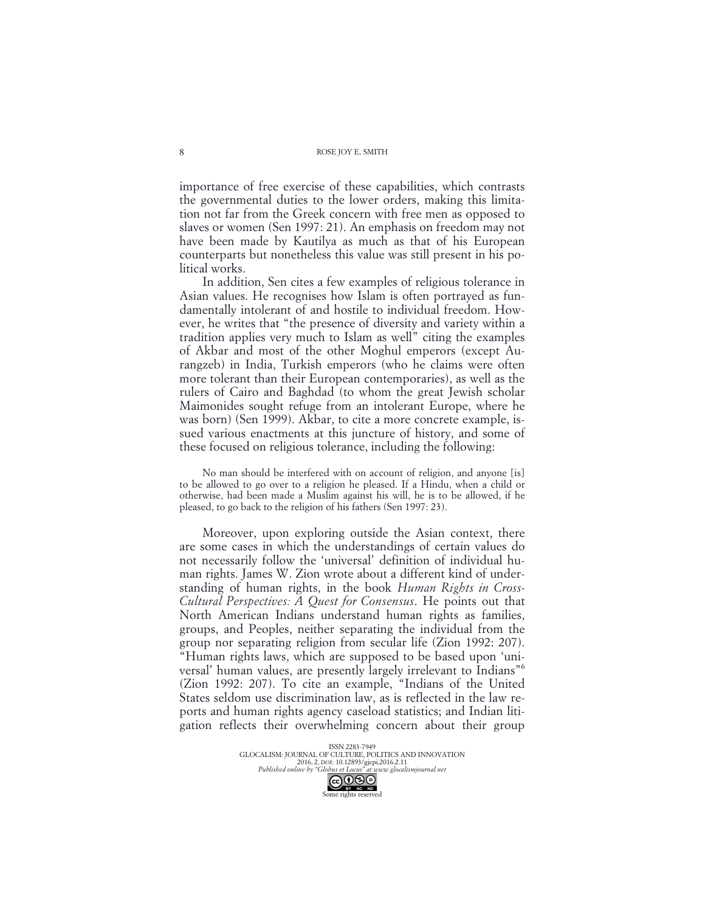importance of free exercise of these capabilities, which contrasts the governmental duties to the lower orders, making this limitation not far from the Greek concern with free men as opposed to slaves or women (Sen 1997: 21). An emphasis on freedom may not have been made by Kautilya as much as that of his European counterparts but nonetheless this value was still present in his political works.

In addition, Sen cites a few examples of religious tolerance in Asian values. He recognises how Islam is often portrayed as fundamentally intolerant of and hostile to individual freedom. However, he writes that "the presence of diversity and variety within a tradition applies very much to Islam as well" citing the examples of Akbar and most of the other Moghul emperors (except Aurangzeb) in India, Turkish emperors (who he claims were often more tolerant than their European contemporaries), as well as the rulers of Cairo and Baghdad (to whom the great Jewish scholar Maimonides sought refuge from an intolerant Europe, where he was born) (Sen 1999). Akbar, to cite a more concrete example, issued various enactments at this juncture of history, and some of these focused on religious tolerance, including the following:

> No man should be interfered with on account of religion, and anyone [is] to be allowed to go over to a religion he pleased. If a Hindu, when a child or otherwise, had been made a Muslim against his will, he is to be allowed, if he pleased, to go back to the religion of his fathers (Sen 1997: 23).

Moreover, upon exploring outside the Asian context, there are some cases in which the understandings of certain values do not necessarily follow the 'universal' definition of individual human rights. James W. Zion wrote about a different kind of understanding of human rights, in the book *Human Rights in Cross-Cultural Perspectives: A Quest for Consensus*. He points out that North American Indians understand human rights as families, groups, and Peoples, neither separating the individual from the group nor separating religion from secular life (Zion 1992: 207). "Human rights laws, which are supposed to be based upon 'universal' human values, are presently largely irrelevant to Indians"[6] (Zion 1992: 207). To cite an example, "Indians of the United States seldom use discrimination law, as is reflected in the law reports and human rights agency caseload statistics; and Indian litigation reflects their overwhelming concern about their group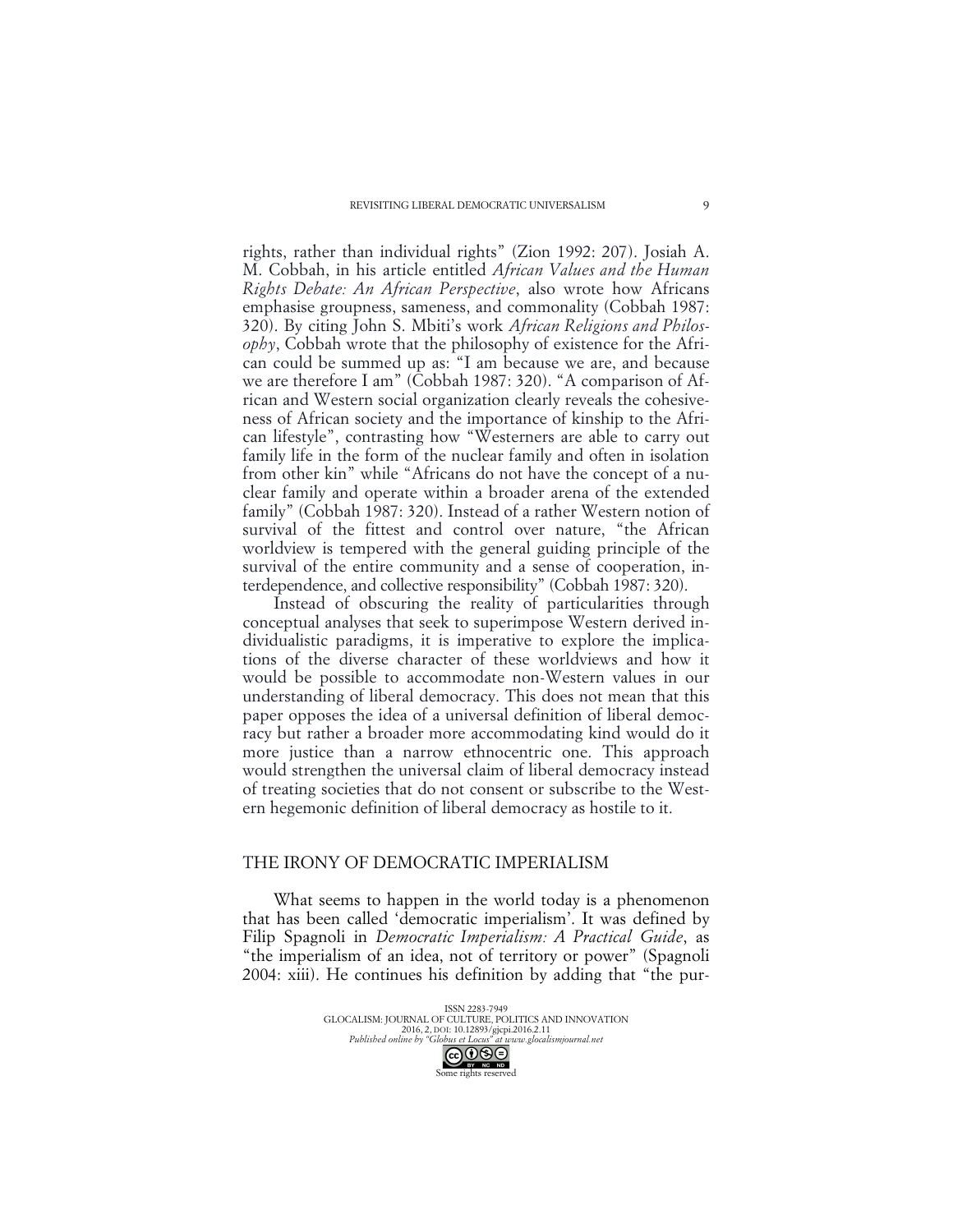rights, rather than individual rights" (Zion 1992: 207). Josiah A. M. Cobbah, in his article entitled *African Values and the Human Rights Debate: An African Perspective*, also wrote how Africans emphasise groupness, sameness, and commonality (Cobbah 1987: 320). By citing John S. Mbiti's work *African Religions and Philosophy*, Cobbah wrote that the philosophy of existence for the African could be summed up as: "I am because we are, and because we are therefore I am" (Cobbah 1987: 320). "A comparison of African and Western social organization clearly reveals the cohesiveness of African society and the importance of kinship to the African lifestyle", contrasting how "Westerners are able to carry out family life in the form of the nuclear family and often in isolation from other kin" while "Africans do not have the concept of a nuclear family and operate within a broader arena of the extended family" (Cobbah 1987: 320). Instead of a rather Western notion of survival of the fittest and control over nature, "the African worldview is tempered with the general guiding principle of the survival of the entire community and a sense of cooperation, interdependence, and collective responsibility" (Cobbah 1987: 320).

Instead of obscuring the reality of particularities through conceptual analyses that seek to superimpose Western derived individualistic paradigms, it is imperative to explore the implications of the diverse character of these worldviews and how it would be possible to accommodate non-Western values in our understanding of liberal democracy. This does not mean that this paper opposes the idea of a universal definition of liberal democracy but rather a broader more accommodating kind would do it more justice than a narrow ethnocentric one. This approach would strengthen the universal claim of liberal democracy instead of treating societies that do not consent or subscribe to the Western hegemonic definition of liberal democracy as hostile to it.

## THE IRONY OF DEMOCRATIC IMPERIALISM

What seems to happen in the world today is a phenomenon that has been called 'democratic imperialism'. It was defined by Filip Spagnoli in *Democratic Imperialism: A Practical Guide*, as "the imperialism of an idea, not of territory or power" (Spagnoli 2004: xiii). He continues his definition by adding that "the pur-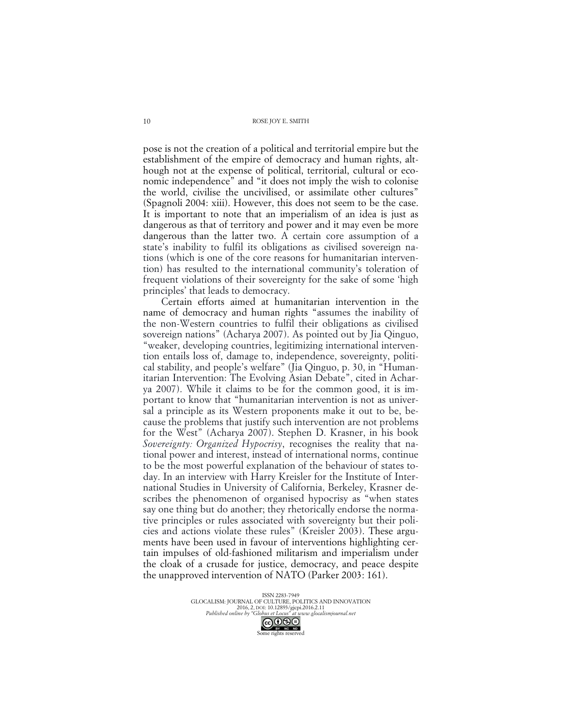pose is not the creation of a political and territorial empire but the establishment of the empire of democracy and human rights, although not at the expense of political, territorial, cultural or economic independence" and "it does not imply the wish to colonise the world, civilise the uncivilised, or assimilate other cultures" (Spagnoli 2004: xiii). However, this does not seem to be the case. It is important to note that an imperialism of an idea is just as dangerous as that of territory and power and it may even be more dangerous than the latter two. A certain core assumption of a state's inability to fulfil its obligations as civilised sovereign nations (which is one of the core reasons for humanitarian intervention) has resulted to the international community's toleration of frequent violations of their sovereignty for the sake of some 'high principles' that leads to democracy.

Certain efforts aimed at humanitarian intervention in the name of democracy and human rights "assumes the inability of the non-Western countries to fulfil their obligations as civilised sovereign nations" (Acharya 2007). As pointed out by Jia Qinguo, "weaker, developing countries, legitimizing international intervention entails loss of, damage to, independence, sovereignty, political stability, and people's welfare" (Jia Qinguo, p. 30, in "Humanitarian Intervention: The Evolving Asian Debate", cited in Acharya 2007). While it claims to be for the common good, it is important to know that "humanitarian intervention is not as universal a principle as its Western proponents make it out to be, because the problems that justify such intervention are not problems for the West" (Acharya 2007). Stephen D. Krasner, in his book *Sovereignty: Organized Hypocrisy*, recognises the reality that national power and interest, instead of international norms, continue to be the most powerful explanation of the behaviour of states today. In an interview with Harry Kreisler for the Institute of International Studies in University of California, Berkeley, Krasner describes the phenomenon of organised hypocrisy as "when states say one thing but do another; they rhetorically endorse the normative principles or rules associated with sovereignty but their policies and actions violate these rules" (Kreisler 2003). These arguments have been used in favour of interventions highlighting certain impulses of old-fashioned militarism and imperialism under the cloak of a crusade for justice, democracy, and peace despite the unapproved intervention of NATO (Parker 2003: 161).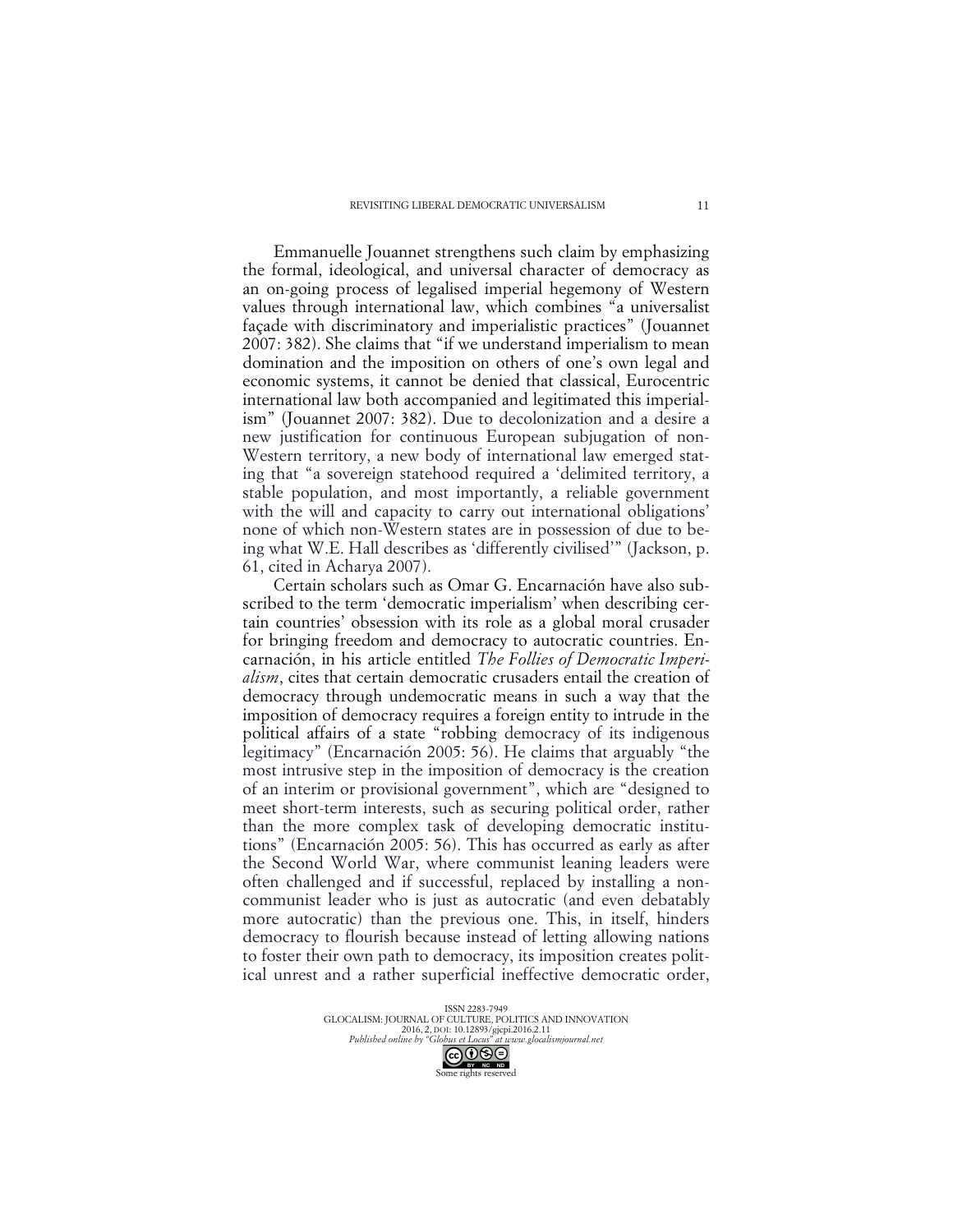Emmanuelle Jouannet strengthens such claim by emphasizing the formal, ideological, and universal character of democracy as an on-going process of legalised imperial hegemony of Western values through international law, which combines "a universalist façade with discriminatory and imperialistic practices" (Jouannet 2007: 382). She claims that "if we understand imperialism to mean domination and the imposition on others of one's own legal and economic systems, it cannot be denied that classical, Eurocentric international law both accompanied and legitimated this imperialism" (Jouannet 2007: 382). Due to decolonization and a desire a new justification for continuous European subjugation of non-Western territory, a new body of international law emerged stating that "a sovereign statehood required a 'delimited territory, a stable population, and most importantly, a reliable government with the will and capacity to carry out international obligations' none of which non-Western states are in possession of due to being what W.E. Hall describes as 'differently civilised'" (Jackson, p. 61, cited in Acharya 2007).

Certain scholars such as Omar G. Encarnación have also subscribed to the term 'democratic imperialism' when describing certain countries' obsession with its role as a global moral crusader for bringing freedom and democracy to autocratic countries. Encarnación, in his article entitled *The Follies of Democratic Imperialism*, cites that certain democratic crusaders entail the creation of democracy through undemocratic means in such a way that the imposition of democracy requires a foreign entity to intrude in the political affairs of a state "robbing democracy of its indigenous legitimacy" (Encarnación 2005: 56). He claims that arguably "the most intrusive step in the imposition of democracy is the creation of an interim or provisional government", which are "designed to meet short-term interests, such as securing political order, rather than the more complex task of developing democratic institutions" (Encarnación 2005: 56). This has occurred as early as after the Second World War, where communist leaning leaders were often challenged and if successful, replaced by installing a non-communist leader who is just as autocratic (and even debatably more autocratic) than the previous one. This, in itself, hinders democracy to flourish because instead of letting allowing nations to foster their own path to democracy, its imposition creates political unrest and a rather superficial ineffective democratic order,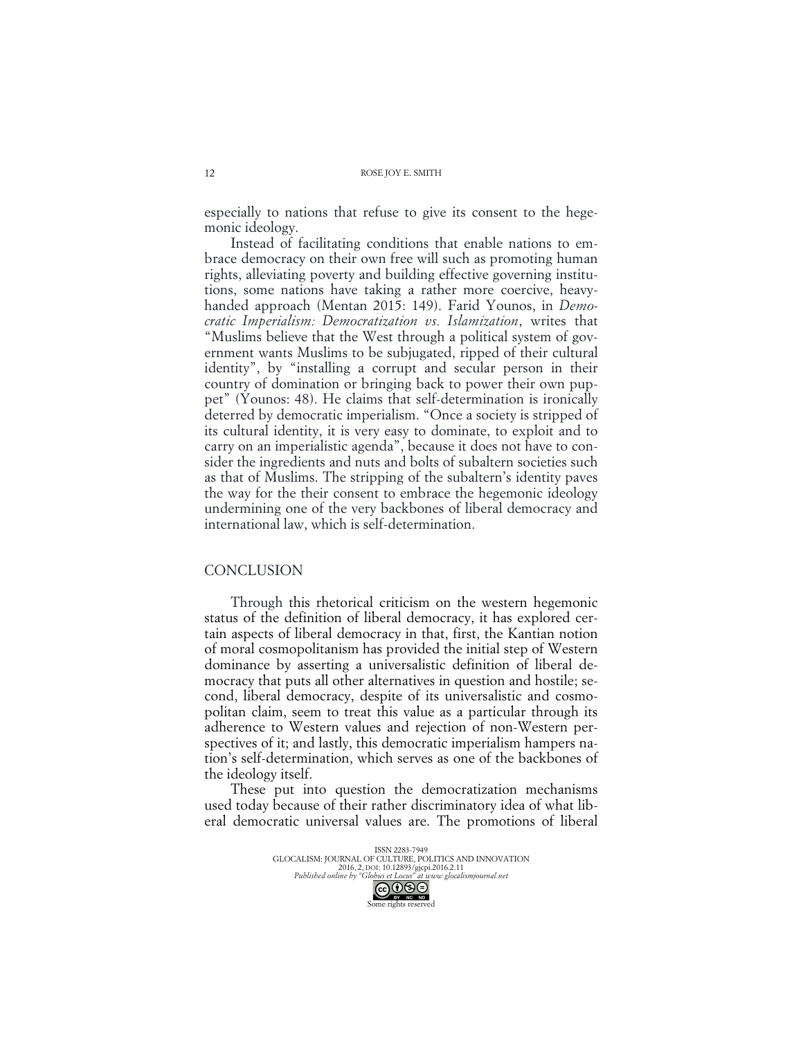especially to nations that refuse to give its consent to the hegemonic ideology.

Instead of facilitating conditions that enable nations to embrace democracy on their own free will such as promoting human rights, alleviating poverty and building effective governing institutions, some nations have taking a rather more coercive, heavy-handed approach (Mentan 2015: 149). Farid Younos, in *Democratic Imperialism: Democratization vs. Islamization*, writes that "Muslims believe that the West through a political system of government wants Muslims to be subjugated, ripped of their cultural identity", by "installing a corrupt and secular person in their country of domination or bringing back to power their own puppet" (Younos: 48). He claims that self-determination is ironically deterred by democratic imperialism. "Once a society is stripped of its cultural identity, it is very easy to dominate, to exploit and to carry on an imperialistic agenda", because it does not have to consider the ingredients and nuts and bolts of subaltern societies such as that of Muslims. The stripping of the subaltern's identity paves the way for the their consent to embrace the hegemonic ideology undermining one of the very backbones of liberal democracy and international law, which is self-determination.

## CONCLUSION

Through this rhetorical criticism on the western hegemonic status of the definition of liberal democracy, it has explored certain aspects of liberal democracy in that, first, the Kantian notion of moral cosmopolitanism has provided the initial step of Western dominance by asserting a universalistic definition of liberal democracy that puts all other alternatives in question and hostile; second, liberal democracy, despite of its universalistic and cosmopolitan claim, seem to treat this value as a particular through its adherence to Western values and rejection of non-Western perspectives of it; and lastly, this democratic imperialism hampers nation's self-determination, which serves as one of the backbones of the ideology itself.

These put into question the democratization mechanisms used today because of their rather discriminatory idea of what liberal democratic universal values are. The promotions of liberal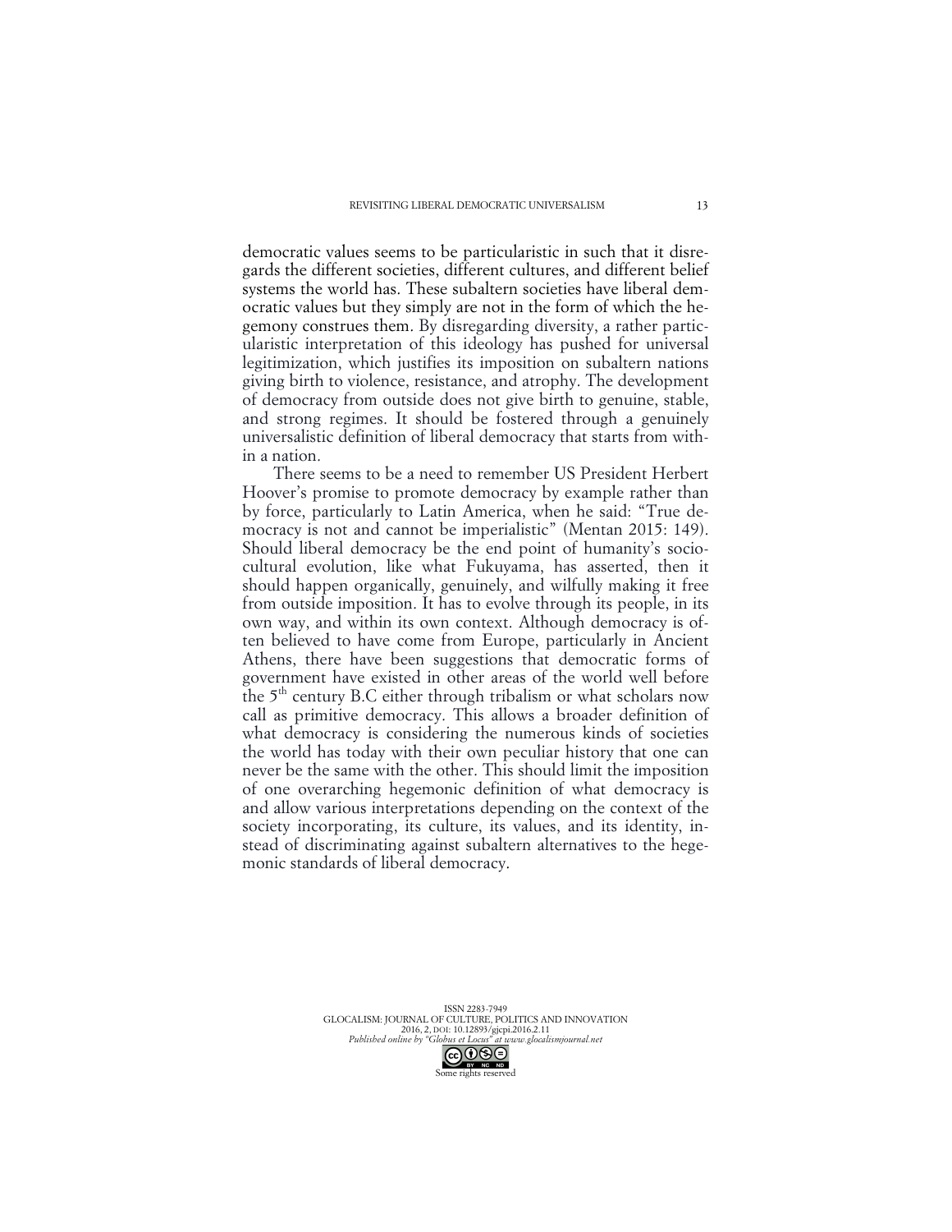democratic values seems to be particularistic in such that it disregards the different societies, different cultures, and different belief systems the world has. These subaltern societies have liberal democratic values but they simply are not in the form of which the hegemony construes them. By disregarding diversity, a rather particularistic interpretation of this ideology has pushed for universal legitimization, which justifies its imposition on subaltern nations giving birth to violence, resistance, and atrophy. The development of democracy from outside does not give birth to genuine, stable, and strong regimes. It should be fostered through a genuinely universalistic definition of liberal democracy that starts from within a nation.

There seems to be a need to remember US President Herbert Hoover's promise to promote democracy by example rather than by force, particularly to Latin America, when he said: "True democracy is not and cannot be imperialistic" (Mentan 2015: 149). Should liberal democracy be the end point of humanity's sociocultural evolution, like what Fukuyama, has asserted, then it should happen organically, genuinely, and wilfully making it free from outside imposition. It has to evolve through its people, in its own way, and within its own context. Although democracy is often believed to have come from Europe, particularly in Ancient Athens, there have been suggestions that democratic forms of government have existed in other areas of the world well before the 5th century B.C either through tribalism or what scholars now call as primitive democracy. This allows a broader definition of what democracy is considering the numerous kinds of societies the world has today with their own peculiar history that one can never be the same with the other. This should limit the imposition of one overarching hegemonic definition of what democracy is and allow various interpretations depending on the context of the society incorporating, its culture, its values, and its identity, instead of discriminating against subaltern alternatives to the hegemonic standards of liberal democracy.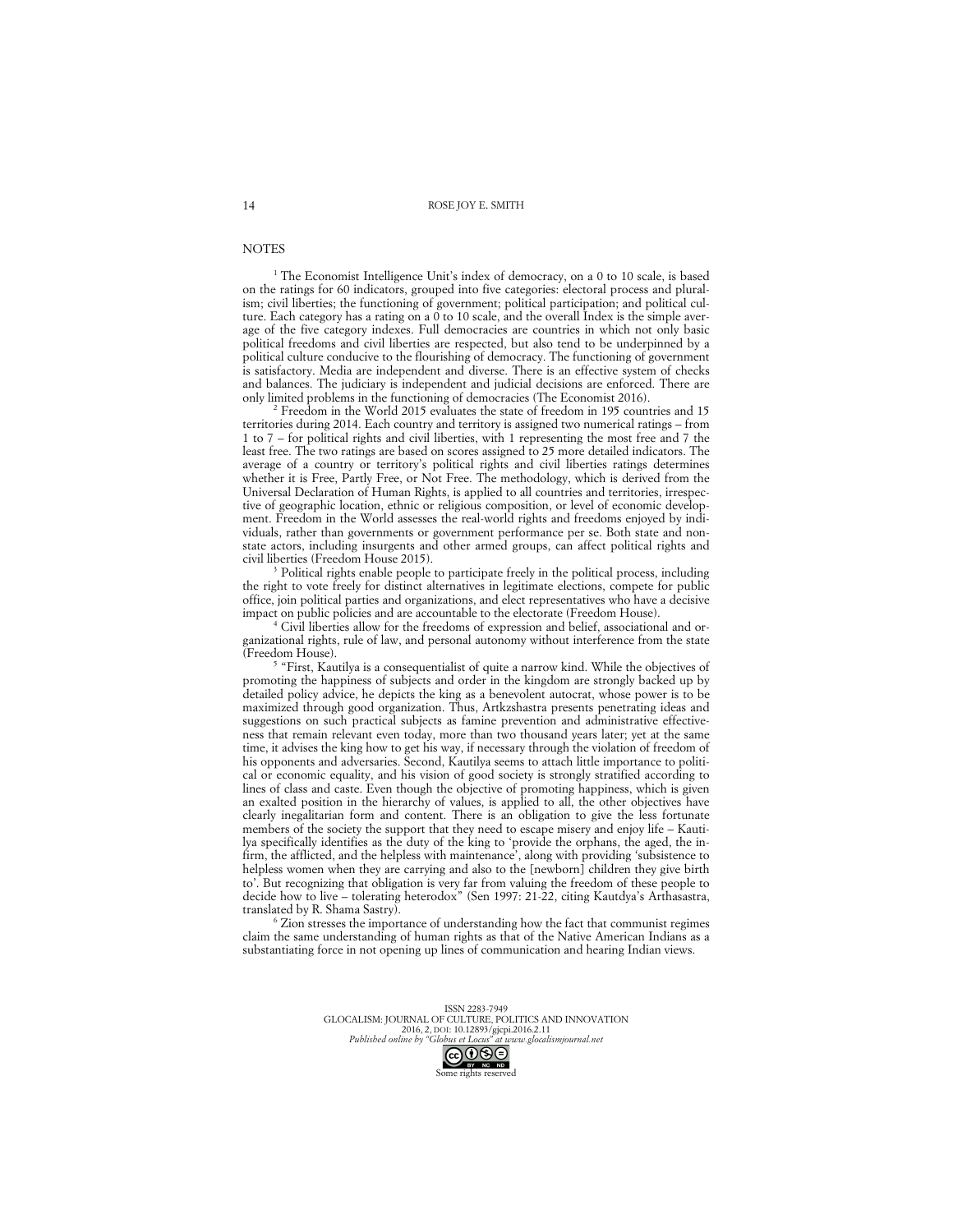## NOTES

[1] The Economist Intelligence Unit's index of democracy, on a 0 to 10 scale, is based on the ratings for 60 indicators, grouped into five categories: electoral process and pluralism; civil liberties; the functioning of government; political participation; and political culture. Each category has a rating on a 0 to 10 scale, and the overall Index is the simple average of the five category indexes. Full democracies are countries in which not only basic political freedoms and civil liberties are respected, but also tend to be underpinned by a political culture conducive to the flourishing of democracy. The functioning of government is satisfactory. Media are independent and diverse. There is an effective system of checks and balances. The judiciary is independent and judicial decisions are enforced. There are only limited problems in the functioning of democracies (The Economist 2016).

[2] Freedom in the World 2015 evaluates the state of freedom in 195 countries and 15 territories during 2014. Each country and territory is assigned two numerical ratings – from 1 to 7 – for political rights and civil liberties, with 1 representing the most free and 7 the least free. The two ratings are based on scores assigned to 25 more detailed indicators. The average of a country or territory's political rights and civil liberties ratings determines whether it is Free, Partly Free, or Not Free. The methodology, which is derived from the Universal Declaration of Human Rights, is applied to all countries and territories, irrespective of geographic location, ethnic or religious composition, or level of economic development. Freedom in the World assesses the real-world rights and freedoms enjoyed by individuals, rather than governments or government performance per se. Both state and nonstate actors, including insurgents and other armed groups, can affect political rights and civil liberties (Freedom House 2015).

[3] Political rights enable people to participate freely in the political process, including the right to vote freely for distinct alternatives in legitimate elections, compete for public office, join political parties and organizations, and elect representatives who have a decisive impact on public policies and are accountable to the electorate (Freedom House).

[4] Civil liberties allow for the freedoms of expression and belief, associational and organizational rights, rule of law, and personal autonomy without interference from the state (Freedom House).

[5] "First, Kautilya is a consequentialist of quite a narrow kind. While the objectives of promoting the happiness of subjects and order in the kingdom are strongly backed up by detailed policy advice, he depicts the king as a benevolent autocrat, whose power is to be maximized through good organization. Thus, Artkzshastra presents penetrating ideas and suggestions on such practical subjects as famine prevention and administrative effectiveness that remain relevant even today, more than two thousand years later; yet at the same time, it advises the king how to get his way, if necessary through the violation of freedom of his opponents and adversaries. Second, Kautilya seems to attach little importance to political or economic equality, and his vision of good society is strongly stratified according to lines of class and caste. Even though the objective of promoting happiness, which is given an exalted position in the hierarchy of values, is applied to all, the other objectives have clearly inegalitarian form and content. There is an obligation to give the less fortunate members of the society the support that they need to escape misery and enjoy life – Kautilya specifically identifies as the duty of the king to 'provide the orphans, the aged, the infirm, the afflicted, and the helpless with maintenance', along with providing 'subsistence to helpless women when they are carrying and also to the [newborn] children they give birth to'. But recognizing that obligation is very far from valuing the freedom of these people to decide how to live – tolerating heterodox" (Sen 1997: 21-22, citing Kautdya's Arthasastra, translated by R. Shama Sastry).

[6] Zion stresses the importance of understanding how the fact that communist regimes claim the same understanding of human rights as that of the Native American Indians as a substantiating force in not opening up lines of communication and hearing Indian views.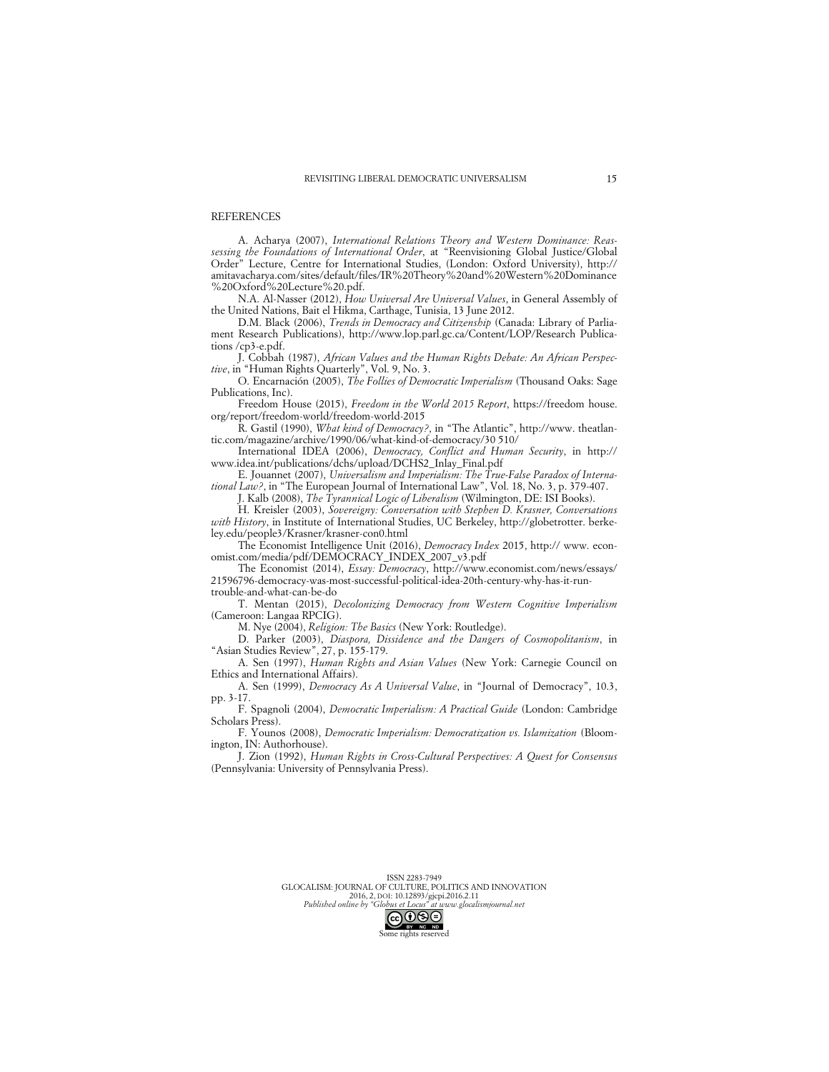## REFERENCES

A. Acharya (2007), *International Relations Theory and Western Dominance: Reassessing the Foundations of International Order*, at "Reenvisioning Global Justice/Global Order" Lecture, Centre for International Studies, (London: Oxford University), http://amitavacharya.com/sites/default/files/IR%20Theory%20and%20Western%20Dominance%20Oxford%20Lecture%20.pdf.

N.A. Al-Nasser (2012), *How Universal Are Universal Values*, in General Assembly of the United Nations, Bait el Hikma, Carthage, Tunisia, 13 June 2012.

D.M. Black (2006), *Trends in Democracy and Citizenship* (Canada: Library of Parliament Research Publications), http://www.lop.parl.gc.ca/Content/LOP/Research Publications /cp3-e.pdf.

J. Cobbah (1987), *African Values and the Human Rights Debate: An African Perspective*, in "Human Rights Quarterly", Vol. 9, No. 3.

O. Encarnación (2005), *The Follies of Democratic Imperialism* (Thousand Oaks: Sage Publications, Inc).

Freedom House (2015), *Freedom in the World 2015 Report*, https://freedom house.org/report/freedom-world/freedom-world-2015

R. Gastil (1990), *What kind of Democracy?*, in "The Atlantic", http://www. theatlantic.com/magazine/archive/1990/06/what-kind-of-democracy/30 510/

International IDEA (2006), *Democracy, Conflict and Human Security*, in http://www.idea.int/publications/dchs/upload/DCHS2_Inlay_Final.pdf

E. Jouannet (2007), *Universalism and Imperialism: The True-False Paradox of International Law?*, in "The European Journal of International Law", Vol. 18, No. 3, p. 379-407.

J. Kalb (2008), *The Tyrannical Logic of Liberalism* (Wilmington, DE: ISI Books).

H. Kreisler (2003), *Sovereigny: Conversation with Stephen D. Krasner, Conversations with History*, in Institute of International Studies, UC Berkeley, http://globetrotter. berkeley.edu/people3/Krasner/krasner-con0.html

The Economist Intelligence Unit (2016), *Democracy Index* 2015, http:// www. economist.com/media/pdf/DEMOCRACY_INDEX_2007_v3.pdf

The Economist (2014), *Essay: Democracy*, http://www.economist.com/news/essays/21596796-democracy-was-most-successful-political-idea-20th-century-why-has-it-run-trouble-and-what-can-be-do

T. Mentan (2015), *Decolonizing Democracy from Western Cognitive Imperialism* (Cameroon: Langaa RPCIG).

M. Nye (2004), *Religion: The Basics* (New York: Routledge).

D. Parker (2003), *Diaspora, Dissidence and the Dangers of Cosmopolitanism*, in "Asian Studies Review", 27, p. 155-179.

A. Sen (1997), *Human Rights and Asian Values* (New York: Carnegie Council on Ethics and International Affairs).

A. Sen (1999), *Democracy As A Universal Value*, in "Journal of Democracy", 10.3, pp. 3-17.

F. Spagnoli (2004), *Democratic Imperialism: A Practical Guide* (London: Cambridge Scholars Press).

F. Younos (2008), *Democratic Imperialism: Democratization vs. Islamization* (Bloomington, IN: Authorhouse).

J. Zion (1992), *Human Rights in Cross-Cultural Perspectives: A Quest for Consensus* (Pennsylvania: University of Pennsylvania Press).